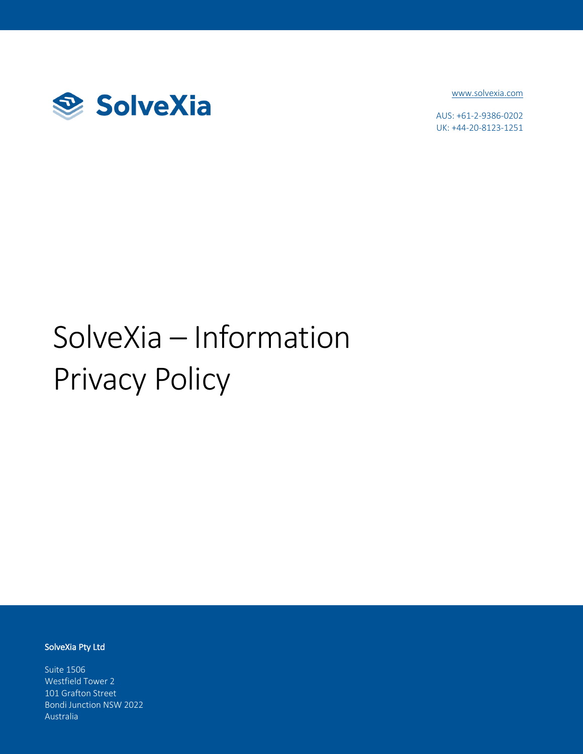SolveXia

[www.solvexia.com](http://www.solvexia.com)

AUS: +61-2-9386-0202
UK: +44-20-8123-1251

# SolveXia – Information Privacy Policy

**SolveXia Pty Ltd**

Suite 1506
Westfield Tower 2
101 Grafton Street
Bondi Junction NSW 2022
Australia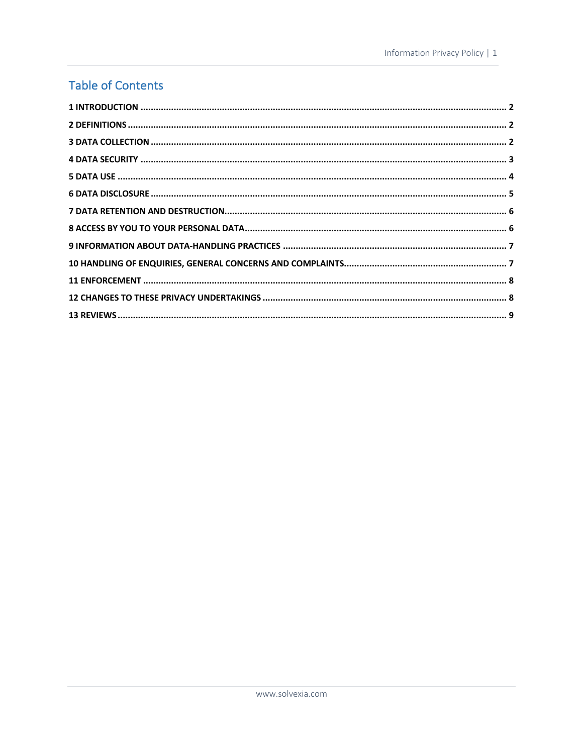## Table of Contents

**1 INTRODUCTION** ............................................................ 2
**2 DEFINITIONS** ............................................................ 2
**3 DATA COLLECTION** ............................................................ 2
**4 DATA SECURITY** ............................................................ 3
**5 DATA USE** ............................................................ 4
**6 DATA DISCLOSURE** ............................................................ 5
**7 DATA RETENTION AND DESTRUCTION** ............................................................ 6
**8 ACCESS BY YOU TO YOUR PERSONAL DATA** ............................................................ 6
**9 INFORMATION ABOUT DATA-HANDLING PRACTICES** ............................................................ 7
**10 HANDLING OF ENQUIRIES, GENERAL CONCERNS AND COMPLAINTS** ............................................................ 7
**11 ENFORCEMENT** ............................................................ 8
**12 CHANGES TO THESE PRIVACY UNDERTAKINGS** ............................................................ 8
**13 REVIEWS** ............................................................ 9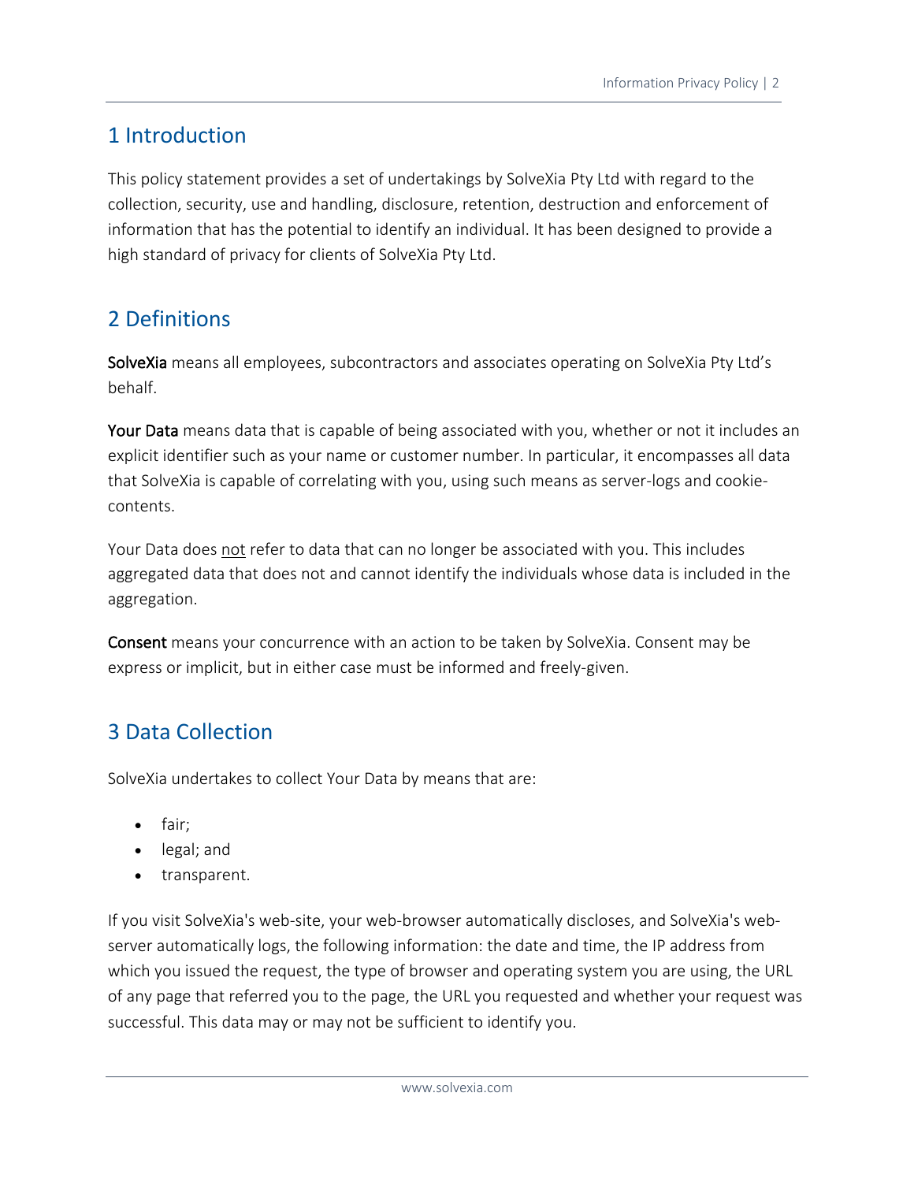## 1 Introduction

This policy statement provides a set of undertakings by SolveXia Pty Ltd with regard to the collection, security, use and handling, disclosure, retention, destruction and enforcement of information that has the potential to identify an individual. It has been designed to provide a high standard of privacy for clients of SolveXia Pty Ltd.

## 2 Definitions

**SolveXia** means all employees, subcontractors and associates operating on SolveXia Pty Ltd's behalf.

**Your Data** means data that is capable of being associated with you, whether or not it includes an explicit identifier such as your name or customer number. In particular, it encompasses all data that SolveXia is capable of correlating with you, using such means as server-logs and cookie-contents.

Your Data does <u>not</u> refer to data that can no longer be associated with you. This includes aggregated data that does not and cannot identify the individuals whose data is included in the aggregation.

**Consent** means your concurrence with an action to be taken by SolveXia. Consent may be express or implicit, but in either case must be informed and freely-given.

## 3 Data Collection

SolveXia undertakes to collect Your Data by means that are:

- fair;
- legal; and
- transparent.

If you visit SolveXia's web-site, your web-browser automatically discloses, and SolveXia's web-server automatically logs, the following information: the date and time, the IP address from which you issued the request, the type of browser and operating system you are using, the URL of any page that referred you to the page, the URL you requested and whether your request was successful. This data may or may not be sufficient to identify you.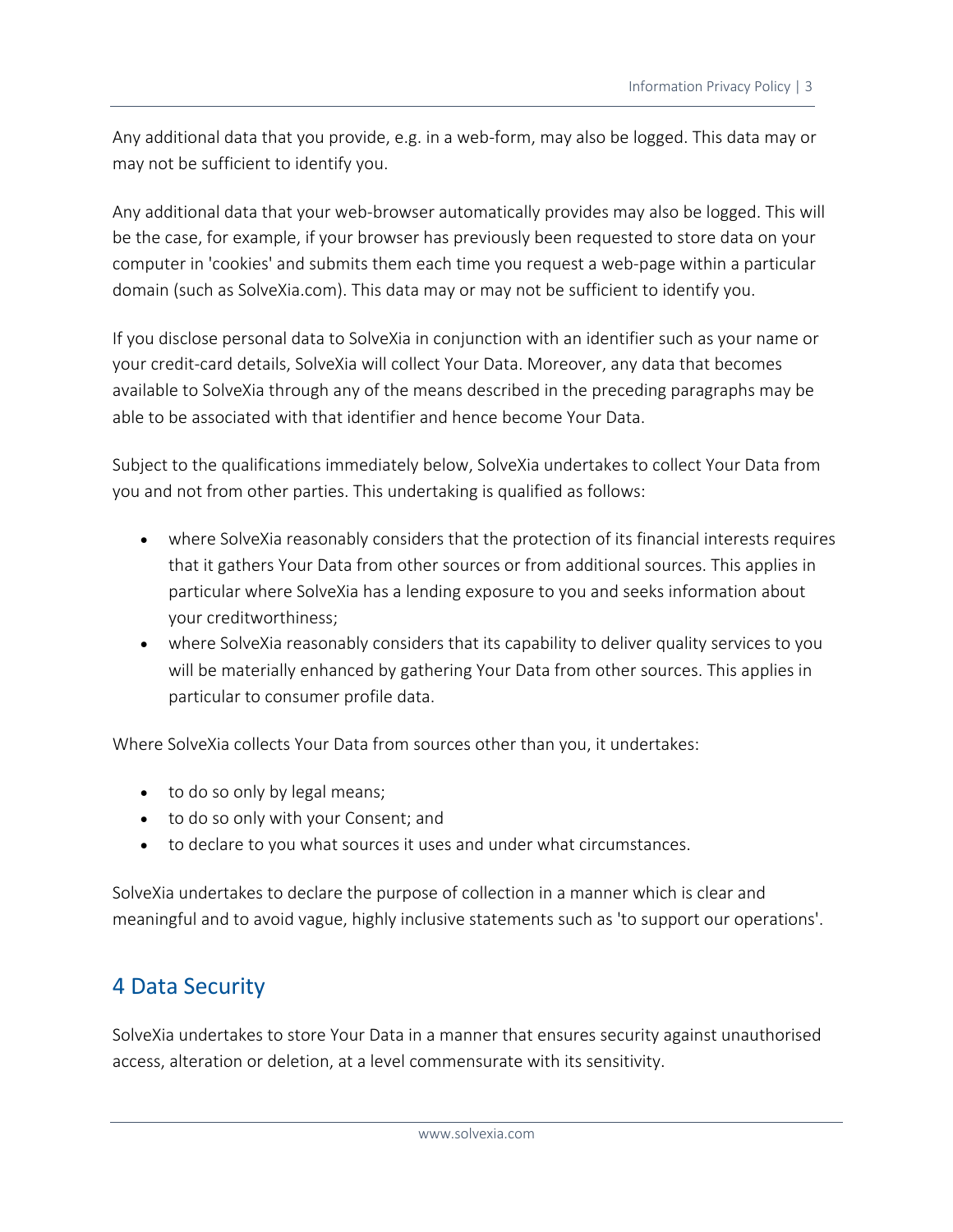Any additional data that you provide, e.g. in a web-form, may also be logged. This data may or may not be sufficient to identify you.

Any additional data that your web-browser automatically provides may also be logged. This will be the case, for example, if your browser has previously been requested to store data on your computer in 'cookies' and submits them each time you request a web-page within a particular domain (such as SolveXia.com). This data may or may not be sufficient to identify you.

If you disclose personal data to SolveXia in conjunction with an identifier such as your name or your credit-card details, SolveXia will collect Your Data. Moreover, any data that becomes available to SolveXia through any of the means described in the preceding paragraphs may be able to be associated with that identifier and hence become Your Data.

Subject to the qualifications immediately below, SolveXia undertakes to collect Your Data from you and not from other parties. This undertaking is qualified as follows:

- where SolveXia reasonably considers that the protection of its financial interests requires that it gathers Your Data from other sources or from additional sources. This applies in particular where SolveXia has a lending exposure to you and seeks information about your creditworthiness;
- where SolveXia reasonably considers that its capability to deliver quality services to you will be materially enhanced by gathering Your Data from other sources. This applies in particular to consumer profile data.

Where SolveXia collects Your Data from sources other than you, it undertakes:

- to do so only by legal means;
- to do so only with your Consent; and
- to declare to you what sources it uses and under what circumstances.

SolveXia undertakes to declare the purpose of collection in a manner which is clear and meaningful and to avoid vague, highly inclusive statements such as 'to support our operations'.

## 4 Data Security

SolveXia undertakes to store Your Data in a manner that ensures security against unauthorised access, alteration or deletion, at a level commensurate with its sensitivity.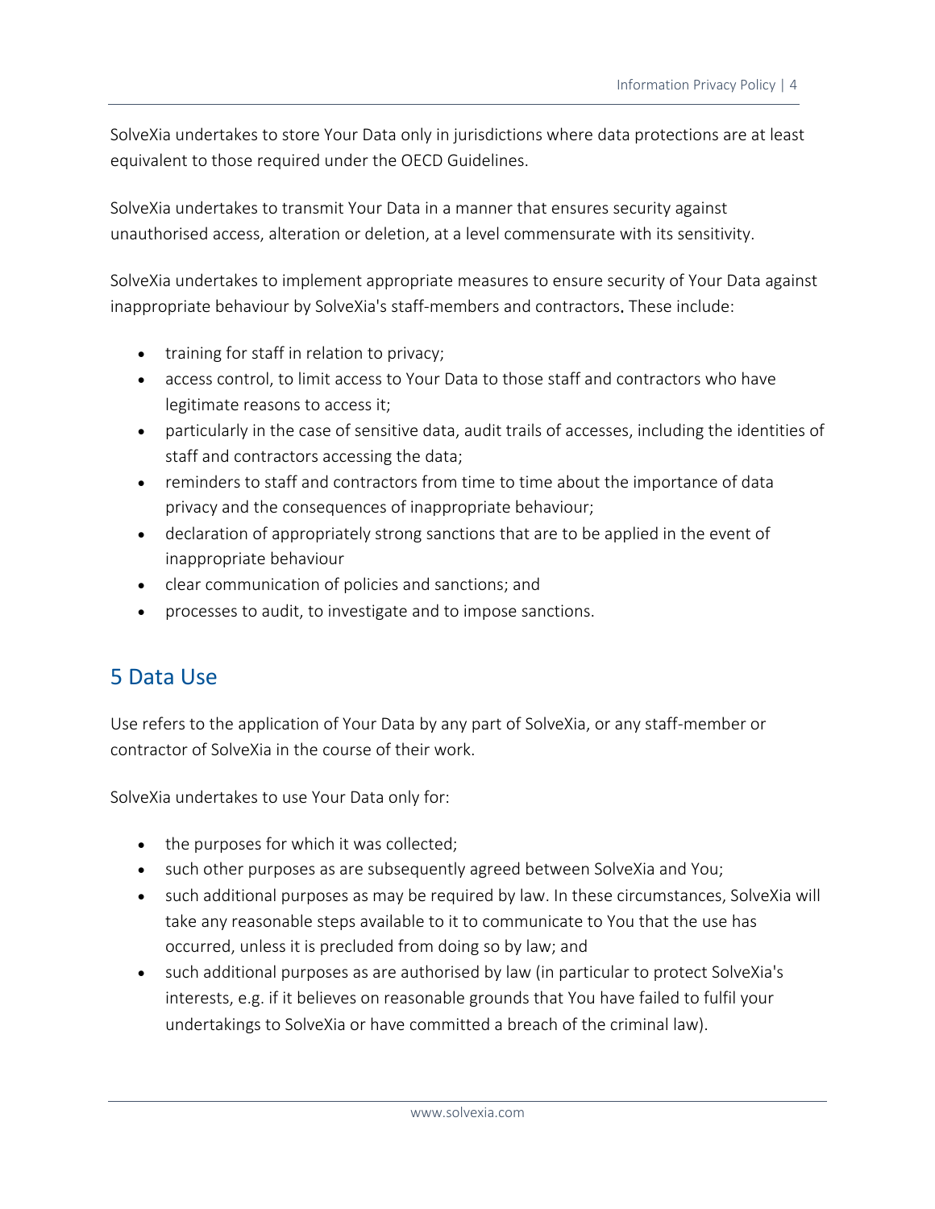SolveXia undertakes to store Your Data only in jurisdictions where data protections are at least equivalent to those required under the OECD Guidelines.

SolveXia undertakes to transmit Your Data in a manner that ensures security against unauthorised access, alteration or deletion, at a level commensurate with its sensitivity.

SolveXia undertakes to implement appropriate measures to ensure security of Your Data against inappropriate behaviour by SolveXia's staff-members and contractors. These include:

- training for staff in relation to privacy;
- access control, to limit access to Your Data to those staff and contractors who have legitimate reasons to access it;
- particularly in the case of sensitive data, audit trails of accesses, including the identities of staff and contractors accessing the data;
- reminders to staff and contractors from time to time about the importance of data privacy and the consequences of inappropriate behaviour;
- declaration of appropriately strong sanctions that are to be applied in the event of inappropriate behaviour
- clear communication of policies and sanctions; and
- processes to audit, to investigate and to impose sanctions.

## 5 Data Use

Use refers to the application of Your Data by any part of SolveXia, or any staff-member or contractor of SolveXia in the course of their work.

SolveXia undertakes to use Your Data only for:

- the purposes for which it was collected;
- such other purposes as are subsequently agreed between SolveXia and You;
- such additional purposes as may be required by law. In these circumstances, SolveXia will take any reasonable steps available to it to communicate to You that the use has occurred, unless it is precluded from doing so by law; and
- such additional purposes as are authorised by law (in particular to protect SolveXia's interests, e.g. if it believes on reasonable grounds that You have failed to fulfil your undertakings to SolveXia or have committed a breach of the criminal law).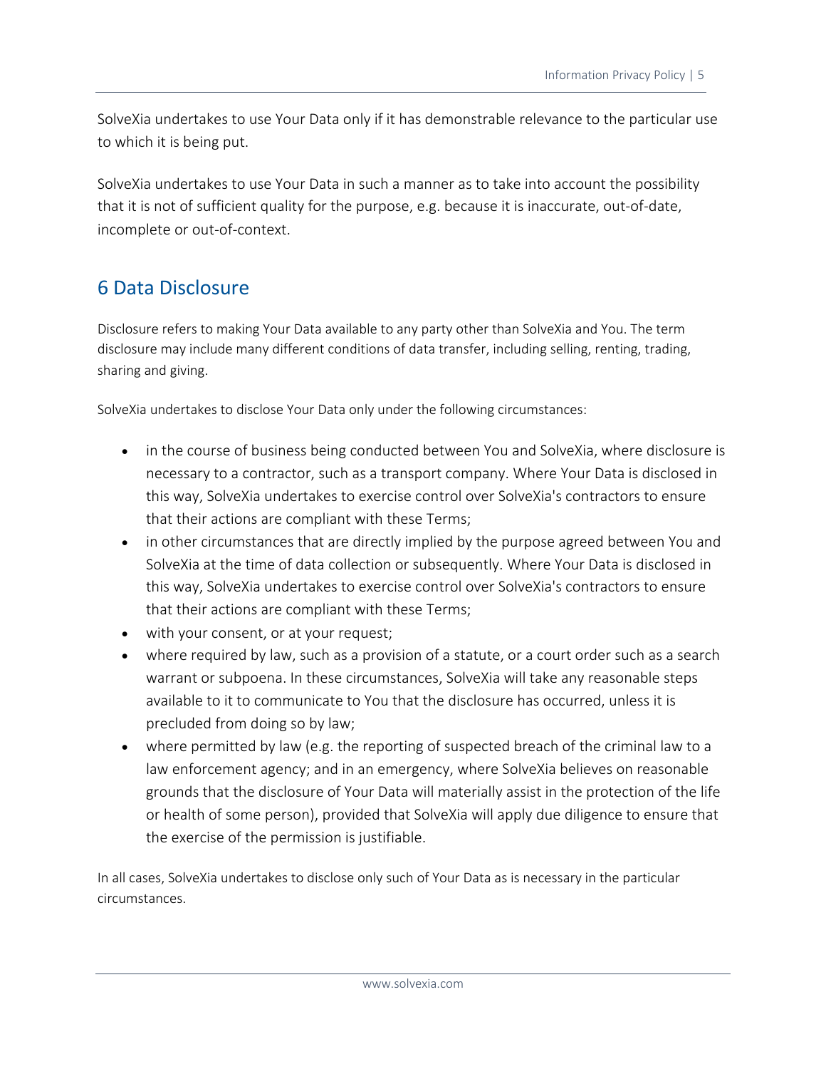SolveXia undertakes to use Your Data only if it has demonstrable relevance to the particular use to which it is being put.

SolveXia undertakes to use Your Data in such a manner as to take into account the possibility that it is not of sufficient quality for the purpose, e.g. because it is inaccurate, out-of-date, incomplete or out-of-context.

## 6 Data Disclosure

Disclosure refers to making Your Data available to any party other than SolveXia and You. The term disclosure may include many different conditions of data transfer, including selling, renting, trading, sharing and giving.

SolveXia undertakes to disclose Your Data only under the following circumstances:

- in the course of business being conducted between You and SolveXia, where disclosure is necessary to a contractor, such as a transport company. Where Your Data is disclosed in this way, SolveXia undertakes to exercise control over SolveXia's contractors to ensure that their actions are compliant with these Terms;
- in other circumstances that are directly implied by the purpose agreed between You and SolveXia at the time of data collection or subsequently. Where Your Data is disclosed in this way, SolveXia undertakes to exercise control over SolveXia's contractors to ensure that their actions are compliant with these Terms;
- with your consent, or at your request;
- where required by law, such as a provision of a statute, or a court order such as a search warrant or subpoena. In these circumstances, SolveXia will take any reasonable steps available to it to communicate to You that the disclosure has occurred, unless it is precluded from doing so by law;
- where permitted by law (e.g. the reporting of suspected breach of the criminal law to a law enforcement agency; and in an emergency, where SolveXia believes on reasonable grounds that the disclosure of Your Data will materially assist in the protection of the life or health of some person), provided that SolveXia will apply due diligence to ensure that the exercise of the permission is justifiable.

In all cases, SolveXia undertakes to disclose only such of Your Data as is necessary in the particular circumstances.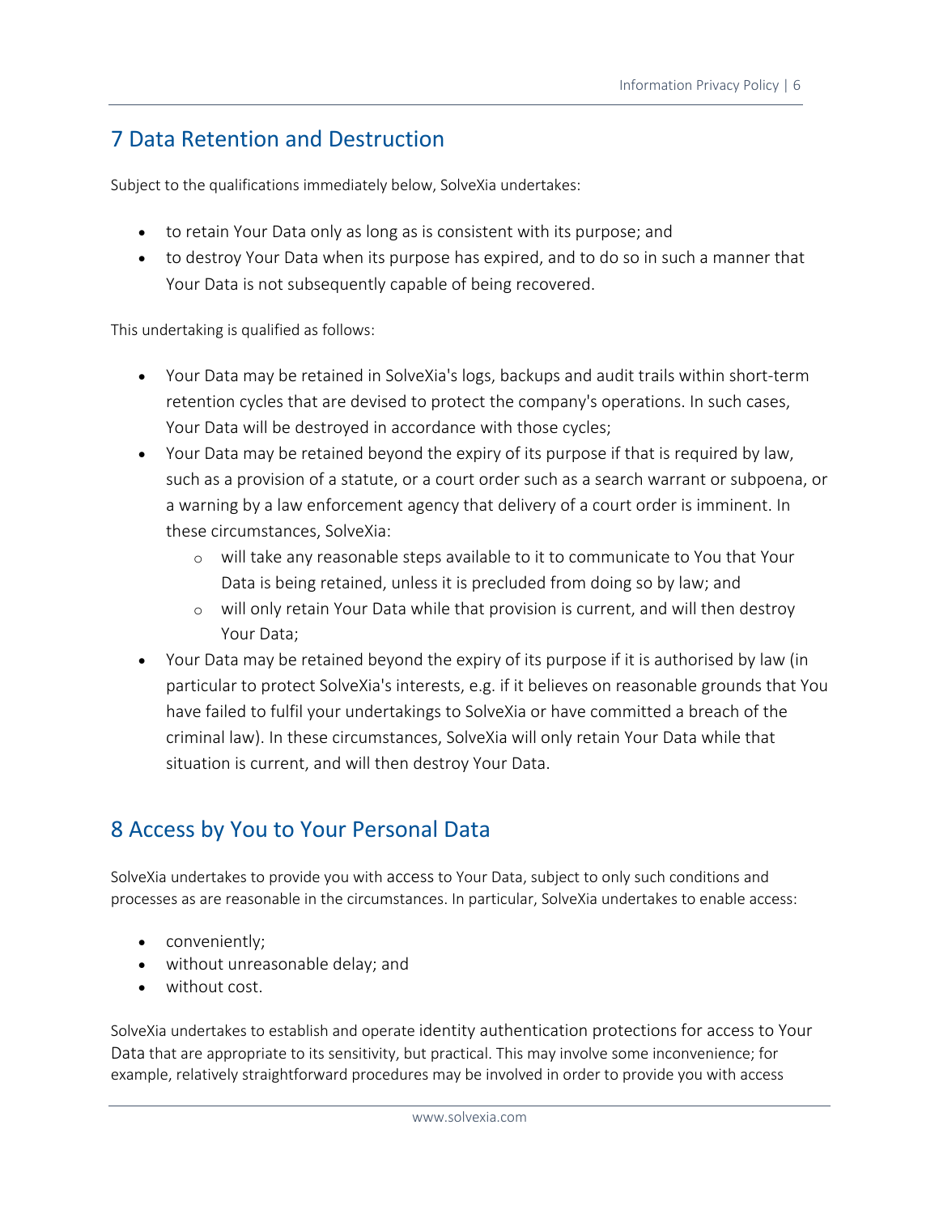## 7 Data Retention and Destruction

Subject to the qualifications immediately below, SolveXia undertakes:

- to retain Your Data only as long as is consistent with its purpose; and
- to destroy Your Data when its purpose has expired, and to do so in such a manner that Your Data is not subsequently capable of being recovered.

This undertaking is qualified as follows:

- Your Data may be retained in SolveXia's logs, backups and audit trails within short-term retention cycles that are devised to protect the company's operations. In such cases, Your Data will be destroyed in accordance with those cycles;
- Your Data may be retained beyond the expiry of its purpose if that is required by law, such as a provision of a statute, or a court order such as a search warrant or subpoena, or a warning by a law enforcement agency that delivery of a court order is imminent. In these circumstances, SolveXia:
  - will take any reasonable steps available to it to communicate to You that Your Data is being retained, unless it is precluded from doing so by law; and
  - will only retain Your Data while that provision is current, and will then destroy Your Data;
- Your Data may be retained beyond the expiry of its purpose if it is authorised by law (in particular to protect SolveXia's interests, e.g. if it believes on reasonable grounds that You have failed to fulfil your undertakings to SolveXia or have committed a breach of the criminal law). In these circumstances, SolveXia will only retain Your Data while that situation is current, and will then destroy Your Data.

## 8 Access by You to Your Personal Data

SolveXia undertakes to provide you with access to Your Data, subject to only such conditions and processes as are reasonable in the circumstances. In particular, SolveXia undertakes to enable access:

- conveniently;
- without unreasonable delay; and
- without cost.

SolveXia undertakes to establish and operate identity authentication protections for access to Your Data that are appropriate to its sensitivity, but practical. This may involve some inconvenience; for example, relatively straightforward procedures may be involved in order to provide you with access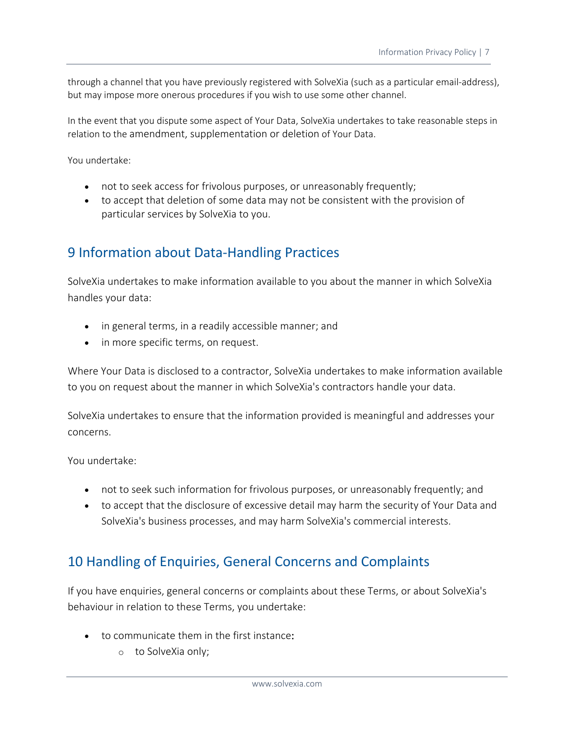through a channel that you have previously registered with SolveXia (such as a particular email-address), but may impose more onerous procedures if you wish to use some other channel.

In the event that you dispute some aspect of Your Data, SolveXia undertakes to take reasonable steps in relation to the amendment, supplementation or deletion of Your Data.

You undertake:

- not to seek access for frivolous purposes, or unreasonably frequently;
- to accept that deletion of some data may not be consistent with the provision of particular services by SolveXia to you.

## 9 Information about Data-Handling Practices

SolveXia undertakes to make information available to you about the manner in which SolveXia handles your data:

- in general terms, in a readily accessible manner; and
- in more specific terms, on request.

Where Your Data is disclosed to a contractor, SolveXia undertakes to make information available to you on request about the manner in which SolveXia's contractors handle your data.

SolveXia undertakes to ensure that the information provided is meaningful and addresses your concerns.

You undertake:

- not to seek such information for frivolous purposes, or unreasonably frequently; and
- to accept that the disclosure of excessive detail may harm the security of Your Data and SolveXia's business processes, and may harm SolveXia's commercial interests.

## 10 Handling of Enquiries, General Concerns and Complaints

If you have enquiries, general concerns or complaints about these Terms, or about SolveXia's behaviour in relation to these Terms, you undertake:

- to communicate them in the first instance:
    - to SolveXia only;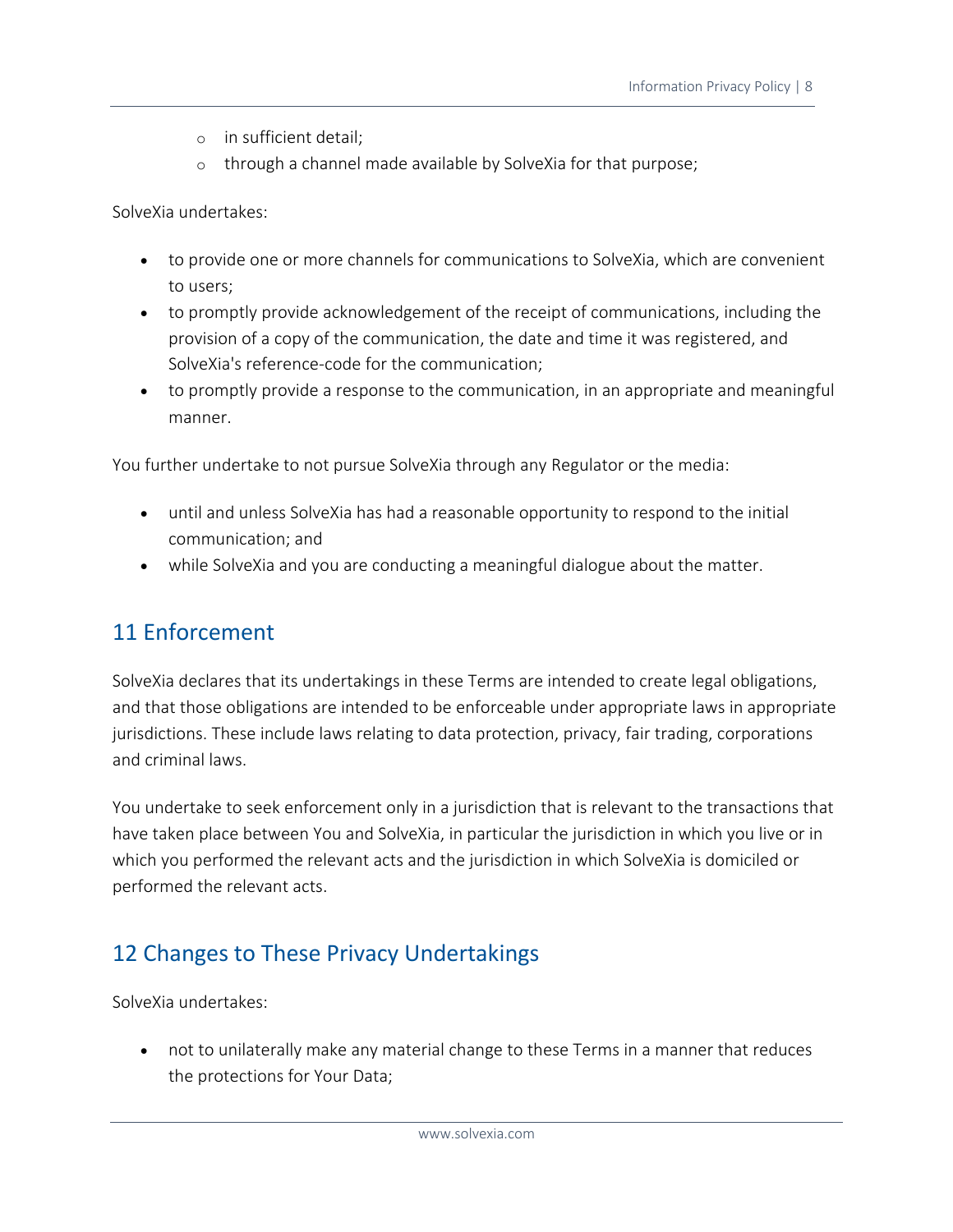- in sufficient detail;
  - through a channel made available by SolveXia for that purpose;

SolveXia undertakes:

- to provide one or more channels for communications to SolveXia, which are convenient to users;
- to promptly provide acknowledgement of the receipt of communications, including the provision of a copy of the communication, the date and time it was registered, and SolveXia's reference-code for the communication;
- to promptly provide a response to the communication, in an appropriate and meaningful manner.

You further undertake to not pursue SolveXia through any Regulator or the media:

- until and unless SolveXia has had a reasonable opportunity to respond to the initial communication; and
- while SolveXia and you are conducting a meaningful dialogue about the matter.

## 11 Enforcement

SolveXia declares that its undertakings in these Terms are intended to create legal obligations, and that those obligations are intended to be enforceable under appropriate laws in appropriate jurisdictions. These include laws relating to data protection, privacy, fair trading, corporations and criminal laws.

You undertake to seek enforcement only in a jurisdiction that is relevant to the transactions that have taken place between You and SolveXia, in particular the jurisdiction in which you live or in which you performed the relevant acts and the jurisdiction in which SolveXia is domiciled or performed the relevant acts.

## 12 Changes to These Privacy Undertakings

SolveXia undertakes:

- not to unilaterally make any material change to these Terms in a manner that reduces the protections for Your Data;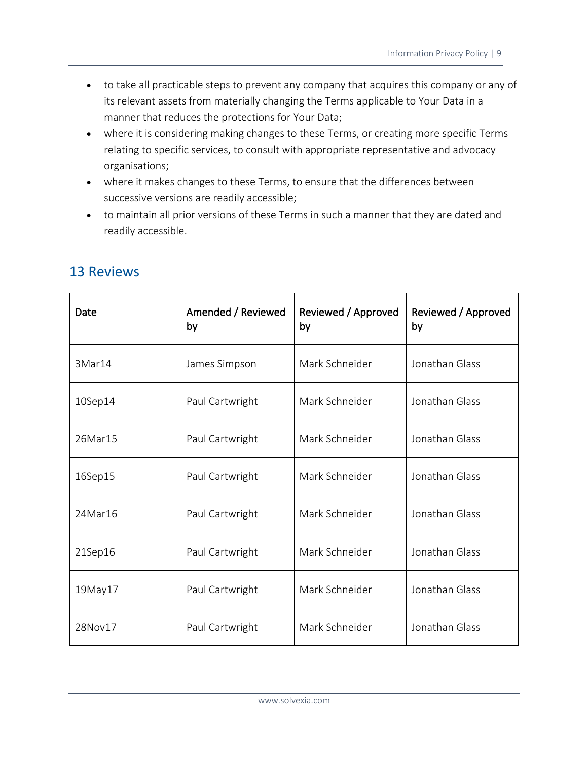- to take all practicable steps to prevent any company that acquires this company or any of its relevant assets from materially changing the Terms applicable to Your Data in a manner that reduces the protections for Your Data;
- where it is considering making changes to these Terms, or creating more specific Terms relating to specific services, to consult with appropriate representative and advocacy organisations;
- where it makes changes to these Terms, to ensure that the differences between successive versions are readily accessible;
- to maintain all prior versions of these Terms in such a manner that they are dated and readily accessible.

## 13 Reviews

| Date | Amended / Reviewed by | Reviewed / Approved by | Reviewed / Approved by |
|---|---|---|---|
| 3Mar14 | James Simpson | Mark Schneider | Jonathan Glass |
| 10Sep14 | Paul Cartwright | Mark Schneider | Jonathan Glass |
| 26Mar15 | Paul Cartwright | Mark Schneider | Jonathan Glass |
| 16Sep15 | Paul Cartwright | Mark Schneider | Jonathan Glass |
| 24Mar16 | Paul Cartwright | Mark Schneider | Jonathan Glass |
| 21Sep16 | Paul Cartwright | Mark Schneider | Jonathan Glass |
| 19May17 | Paul Cartwright | Mark Schneider | Jonathan Glass |
| 28Nov17 | Paul Cartwright | Mark Schneider | Jonathan Glass |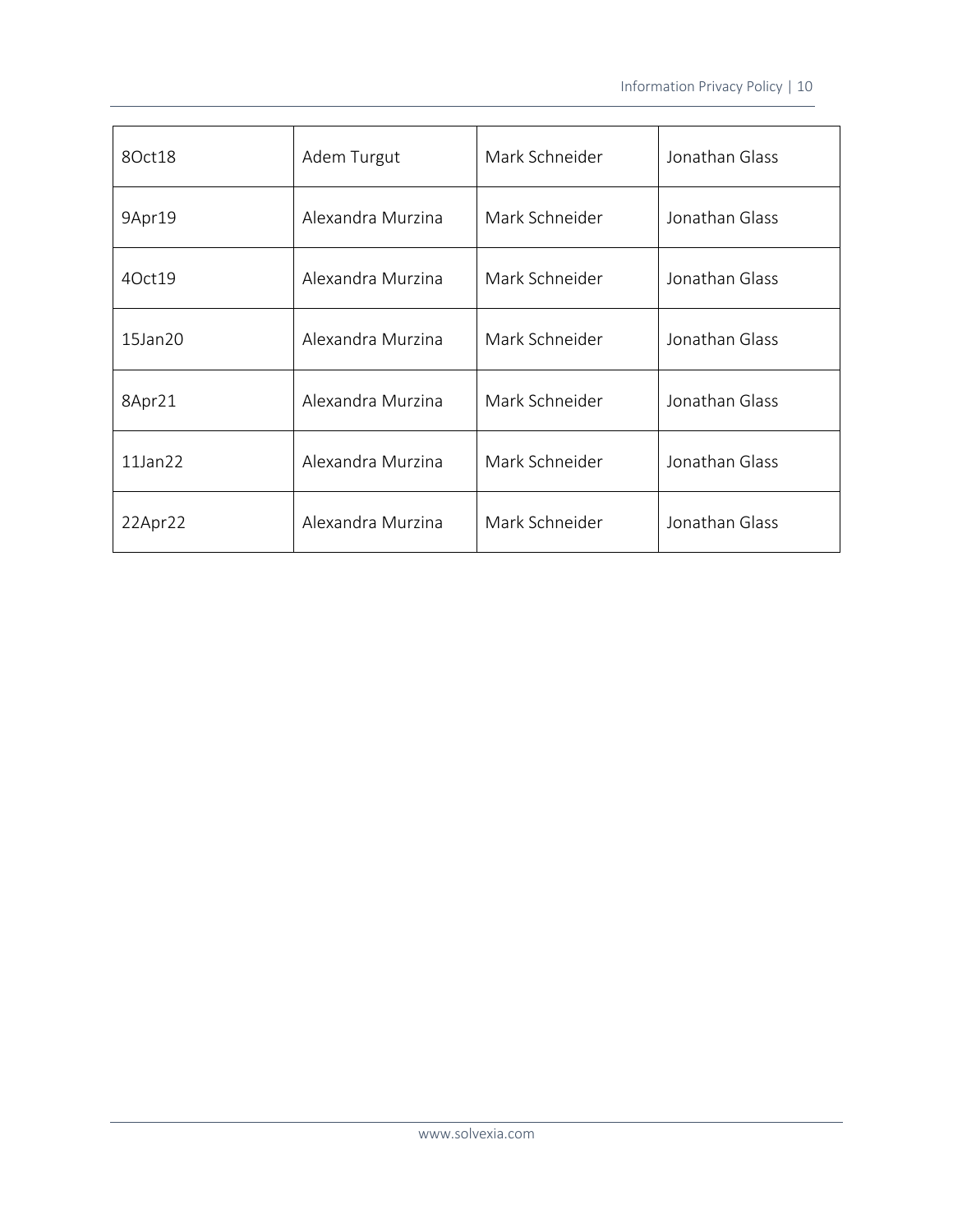| | | | |
|---|---|---|---|
| 8Oct18 | Adem Turgut | Mark Schneider | Jonathan Glass |
| 9Apr19 | Alexandra Murzina | Mark Schneider | Jonathan Glass |
| 4Oct19 | Alexandra Murzina | Mark Schneider | Jonathan Glass |
| 15Jan20 | Alexandra Murzina | Mark Schneider | Jonathan Glass |
| 8Apr21 | Alexandra Murzina | Mark Schneider | Jonathan Glass |
| 11Jan22 | Alexandra Murzina | Mark Schneider | Jonathan Glass |
| 22Apr22 | Alexandra Murzina | Mark Schneider | Jonathan Glass |